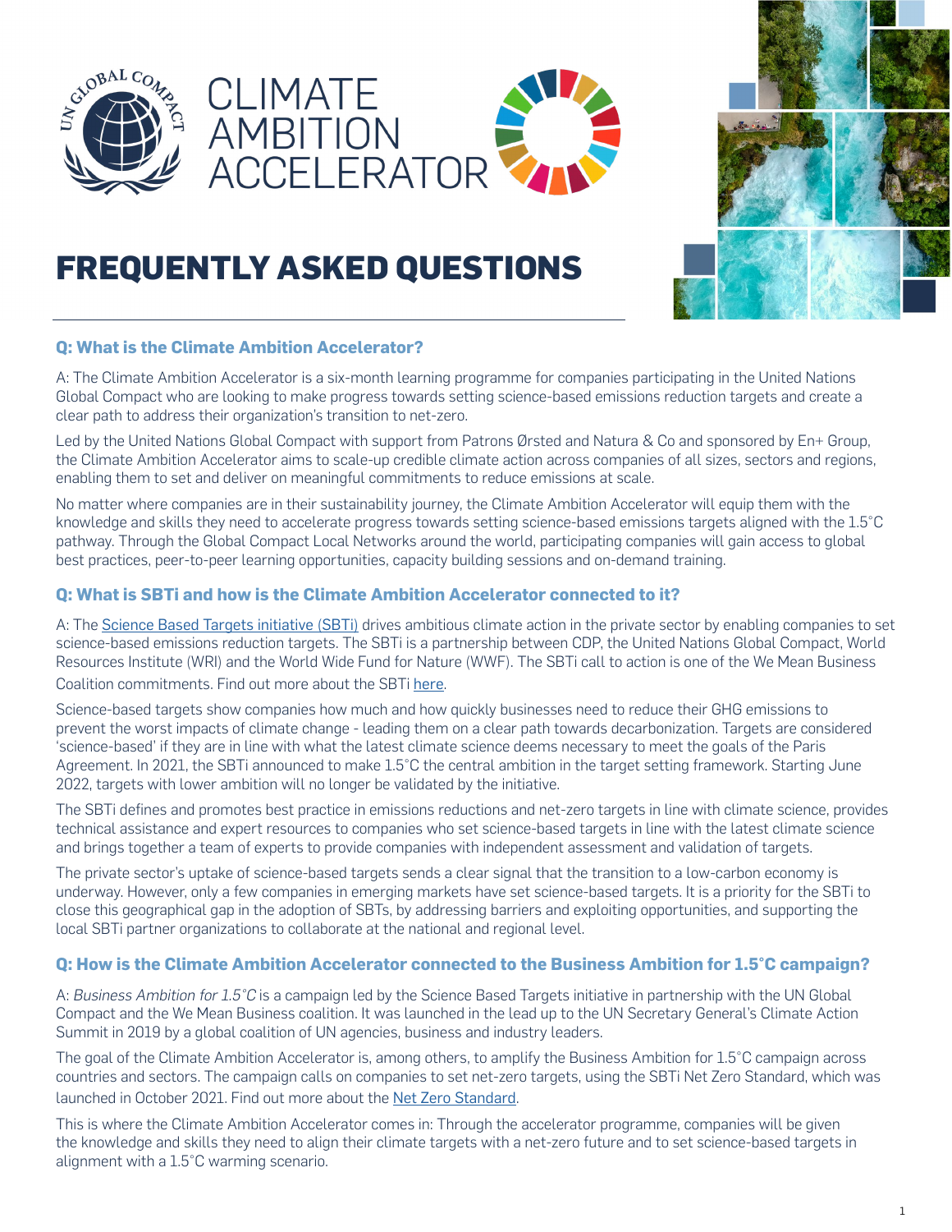# CLIMATE AMBITION ACCELERATOR

# FREQUENTLY ASKED QUESTIONS

### Q: What is the Climate Ambition Accelerator?

A: The Climate Ambition Accelerator is a six-month learning programme for companies participating in the United Nations Global Compact who are looking to make progress towards setting science-based emissions reduction targets and create a clear path to address their organization's transition to net-zero.

Led by the United Nations Global Compact with support from Patrons Ørsted and Natura & Co and sponsored by En+ Group, the Climate Ambition Accelerator aims to scale-up credible climate action across companies of all sizes, sectors and regions, enabling them to set and deliver on meaningful commitments to reduce emissions at scale.

No matter where companies are in their sustainability journey, the Climate Ambition Accelerator will equip them with the knowledge and skills they need to accelerate progress towards setting science-based emissions targets aligned with the 1.5°C pathway. Through the Global Compact Local Networks around the world, participating companies will gain access to global best practices, peer-to-peer learning opportunities, capacity building sessions and on-demand training.

### Q: What is SBTi and how is the Climate Ambition Accelerator connected to it?

A: The Science Based Targets initiative (SBTi) drives ambitious climate action in the private sector by enabling companies to set science-based emissions reduction targets. The SBTi is a partnership between CDP, the United Nations Global Compact, World Resources Institute (WRI) and the World Wide Fund for Nature (WWF). The SBTi call to action is one of the We Mean Business Coalition commitments. Find out more about the SBTi here.

Science-based targets show companies how much and how quickly businesses need to reduce their GHG emissions to prevent the worst impacts of climate change - leading them on a clear path towards decarbonization. Targets are considered 'science-based' if they are in line with what the latest climate science deems necessary to meet the goals of the Paris Agreement. In 2021, the SBTi announced to make 1.5°C the central ambition in the target setting framework. Starting June 2022, targets with lower ambition will no longer be validated by the initiative.

The SBTi defines and promotes best practice in emissions reductions and net-zero targets in line with climate science, provides technical assistance and expert resources to companies who set science-based targets in line with the latest climate science and brings together a team of experts to provide companies with independent assessment and validation of targets.

The private sector's uptake of science-based targets sends a clear signal that the transition to a low-carbon economy is underway. However, only a few companies in emerging markets have set science-based targets. It is a priority for the SBTi to close this geographical gap in the adoption of SBTs, by addressing barriers and exploiting opportunities, and supporting the local SBTi partner organizations to collaborate at the national and regional level.

### Q: How is the Climate Ambition Accelerator connected to the Business Ambition for 1.5°C campaign?

A: *Business Ambition for 1.5°C* is a campaign led by the Science Based Targets initiative in partnership with the UN Global Compact and the We Mean Business coalition. It was launched in the lead up to the UN Secretary General's Climate Action Summit in 2019 by a global coalition of UN agencies, business and industry leaders.

The goal of the Climate Ambition Accelerator is, among others, to amplify the Business Ambition for 1.5°C campaign across countries and sectors. The campaign calls on companies to set net-zero targets, using the SBTi Net Zero Standard, which was launched in October 2021. Find out more about the Net Zero Standard.

This is where the Climate Ambition Accelerator comes in: Through the accelerator programme, companies will be given the knowledge and skills they need to align their climate targets with a net-zero future and to set science-based targets in alignment with a 1.5°C warming scenario.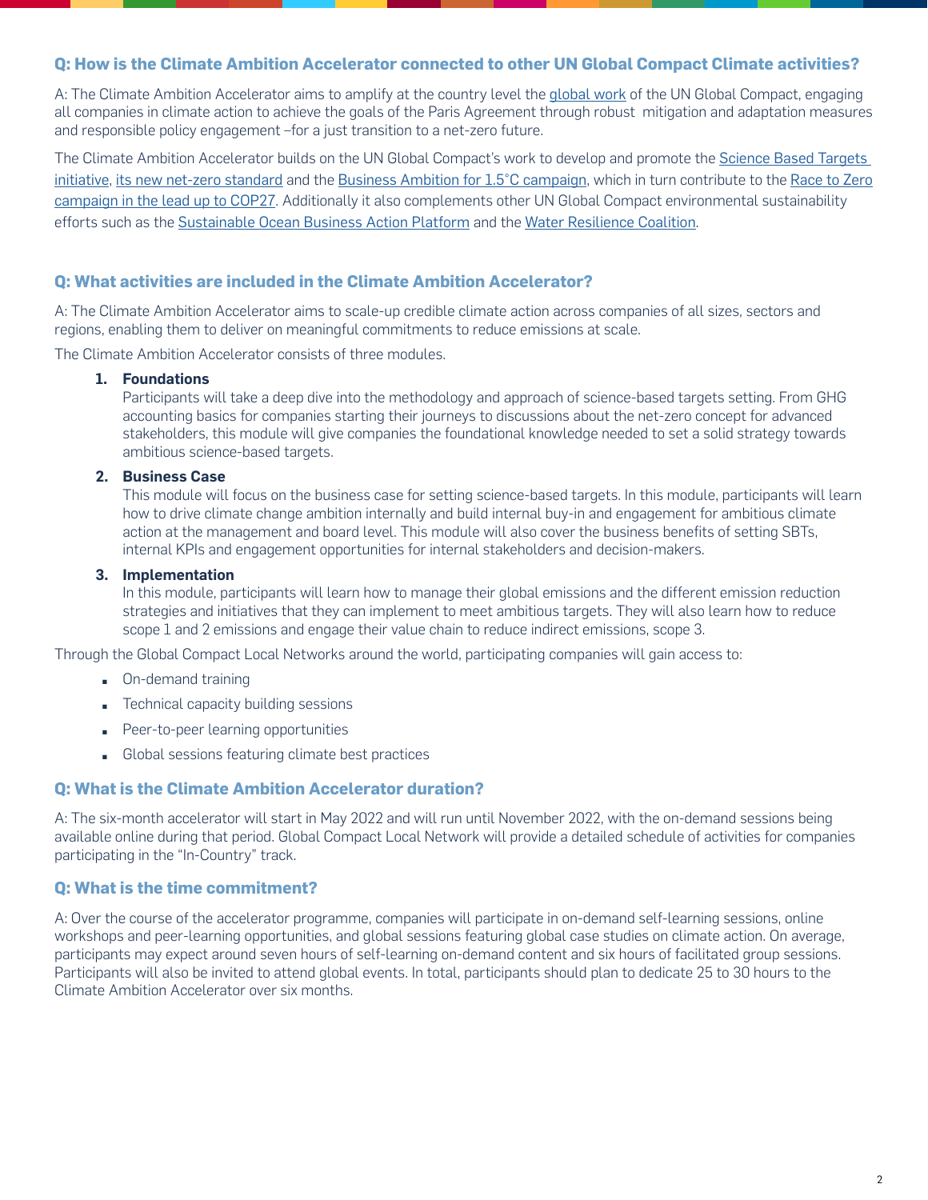### Q: How is the Climate Ambition Accelerator connected to other UN Global Compact Climate activities?

A: The Climate Ambition Accelerator aims to amplify at the country level the global work of the UN Global Compact, engaging all companies in climate action to achieve the goals of the Paris Agreement through robust mitigation and adaptation measures and responsible policy engagement –for a just transition to a net-zero future.

The Climate Ambition Accelerator builds on the UN Global Compact's work to develop and promote the Science Based Targets initiative, its new net-zero standard and the Business Ambition for 1.5°C campaign, which in turn contribute to the Race to Zero campaign in the lead up to COP27. Additionally it also complements other UN Global Compact environmental sustainability efforts such as the Sustainable Ocean Business Action Platform and the Water Resilience Coalition.

### Q: What activities are included in the Climate Ambition Accelerator?

A: The Climate Ambition Accelerator aims to scale-up credible climate action across companies of all sizes, sectors and regions, enabling them to deliver on meaningful commitments to reduce emissions at scale.

The Climate Ambition Accelerator consists of three modules.

1. **Foundations**
   Participants will take a deep dive into the methodology and approach of science-based targets setting. From GHG accounting basics for companies starting their journeys to discussions about the net-zero concept for advanced stakeholders, this module will give companies the foundational knowledge needed to set a solid strategy towards ambitious science-based targets.

2. **Business Case**
   This module will focus on the business case for setting science-based targets. In this module, participants will learn how to drive climate change ambition internally and build internal buy-in and engagement for ambitious climate action at the management and board level. This module will also cover the business benefits of setting SBTs, internal KPIs and engagement opportunities for internal stakeholders and decision-makers.

3. **Implementation**
   In this module, participants will learn how to manage their global emissions and the different emission reduction strategies and initiatives that they can implement to meet ambitious targets. They will also learn how to reduce scope 1 and 2 emissions and engage their value chain to reduce indirect emissions, scope 3.

Through the Global Compact Local Networks around the world, participating companies will gain access to:

- On-demand training
- Technical capacity building sessions
- Peer-to-peer learning opportunities
- Global sessions featuring climate best practices

### Q: What is the Climate Ambition Accelerator duration?

A: The six-month accelerator will start in May 2022 and will run until November 2022, with the on-demand sessions being available online during that period. Global Compact Local Network will provide a detailed schedule of activities for companies participating in the "In-Country" track.

### Q: What is the time commitment?

A: Over the course of the accelerator programme, companies will participate in on-demand self-learning sessions, online workshops and peer-learning opportunities, and global sessions featuring global case studies on climate action. On average, participants may expect around seven hours of self-learning on-demand content and six hours of facilitated group sessions. Participants will also be invited to attend global events. In total, participants should plan to dedicate 25 to 30 hours to the Climate Ambition Accelerator over six months.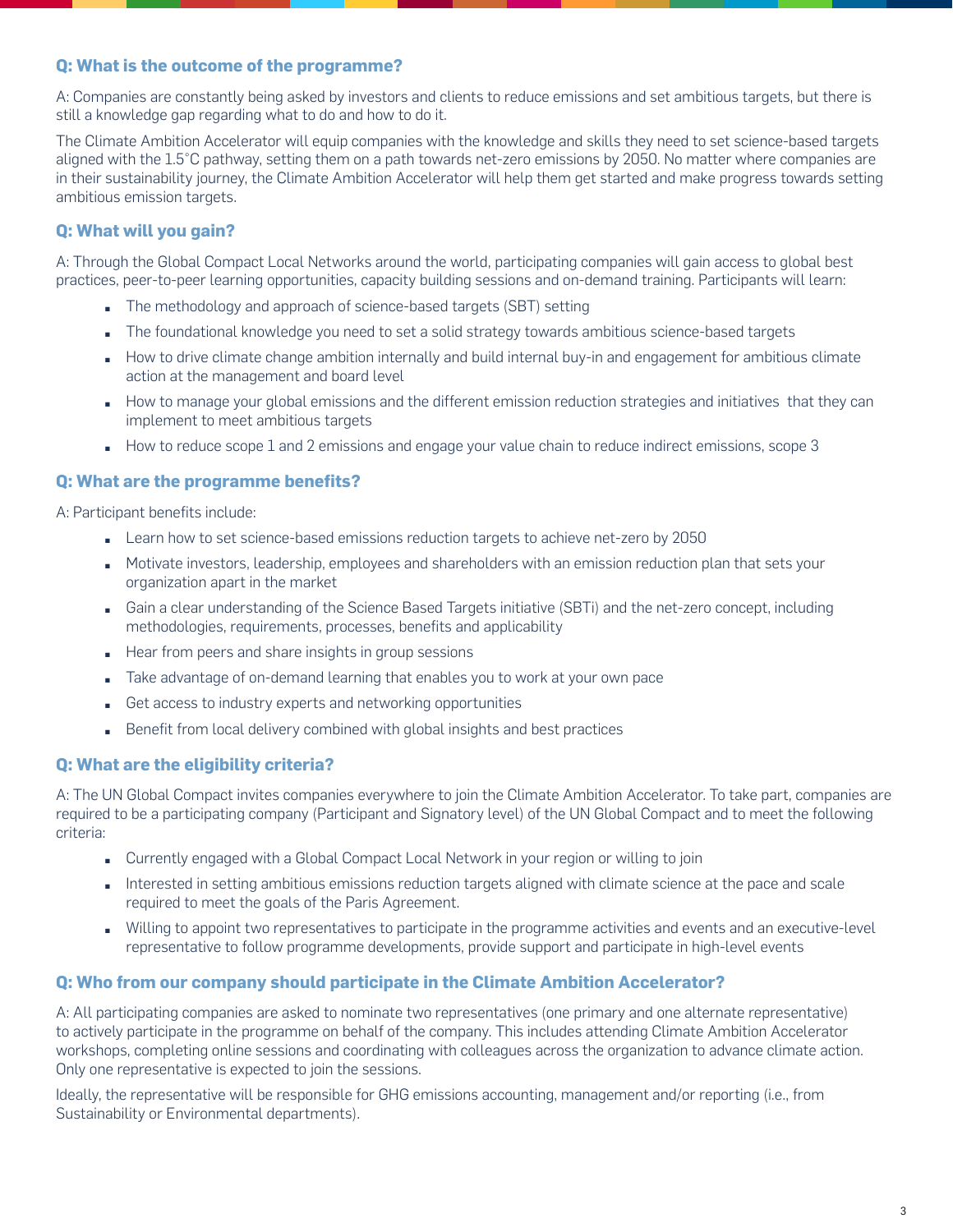### Q: What is the outcome of the programme?

A: Companies are constantly being asked by investors and clients to reduce emissions and set ambitious targets, but there is still a knowledge gap regarding what to do and how to do it.

The Climate Ambition Accelerator will equip companies with the knowledge and skills they need to set science-based targets aligned with the 1.5°C pathway, setting them on a path towards net-zero emissions by 2050. No matter where companies are in their sustainability journey, the Climate Ambition Accelerator will help them get started and make progress towards setting ambitious emission targets.

### Q: What will you gain?

A: Through the Global Compact Local Networks around the world, participating companies will gain access to global best practices, peer-to-peer learning opportunities, capacity building sessions and on-demand training. Participants will learn:

- The methodology and approach of science-based targets (SBT) setting
- The foundational knowledge you need to set a solid strategy towards ambitious science-based targets
- How to drive climate change ambition internally and build internal buy-in and engagement for ambitious climate action at the management and board level
- How to manage your global emissions and the different emission reduction strategies and initiatives that they can implement to meet ambitious targets
- How to reduce scope 1 and 2 emissions and engage your value chain to reduce indirect emissions, scope 3

### Q: What are the programme benefits?

A: Participant benefits include:

- Learn how to set science-based emissions reduction targets to achieve net-zero by 2050
- Motivate investors, leadership, employees and shareholders with an emission reduction plan that sets your organization apart in the market
- Gain a clear understanding of the Science Based Targets initiative (SBTi) and the net-zero concept, including methodologies, requirements, processes, benefits and applicability
- Hear from peers and share insights in group sessions
- Take advantage of on-demand learning that enables you to work at your own pace
- Get access to industry experts and networking opportunities
- Benefit from local delivery combined with global insights and best practices

### Q: What are the eligibility criteria?

A: The UN Global Compact invites companies everywhere to join the Climate Ambition Accelerator. To take part, companies are required to be a participating company (Participant and Signatory level) of the UN Global Compact and to meet the following criteria:

- Currently engaged with a Global Compact Local Network in your region or willing to join
- Interested in setting ambitious emissions reduction targets aligned with climate science at the pace and scale required to meet the goals of the Paris Agreement.
- Willing to appoint two representatives to participate in the programme activities and events and an executive-level representative to follow programme developments, provide support and participate in high-level events

### Q: Who from our company should participate in the Climate Ambition Accelerator?

A: All participating companies are asked to nominate two representatives (one primary and one alternate representative) to actively participate in the programme on behalf of the company. This includes attending Climate Ambition Accelerator workshops, completing online sessions and coordinating with colleagues across the organization to advance climate action. Only one representative is expected to join the sessions.

Ideally, the representative will be responsible for GHG emissions accounting, management and/or reporting (i.e., from Sustainability or Environmental departments).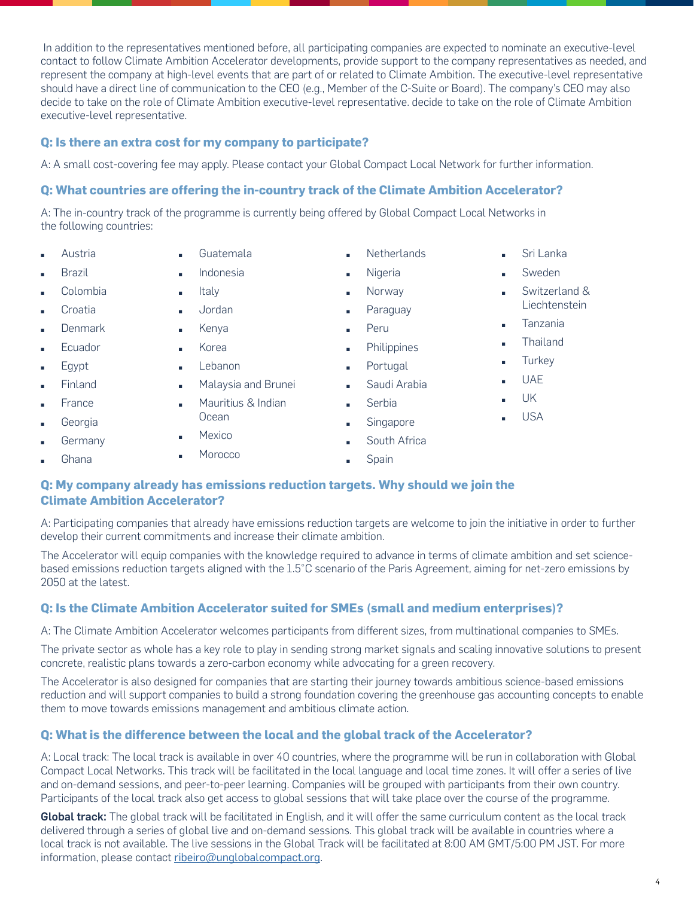In addition to the representatives mentioned before, all participating companies are expected to nominate an executive-level contact to follow Climate Ambition Accelerator developments, provide support to the company representatives as needed, and represent the company at high-level events that are part of or related to Climate Ambition. The executive-level representative should have a direct line of communication to the CEO (e.g., Member of the C-Suite or Board). The company's CEO may also decide to take on the role of Climate Ambition executive-level representative. decide to take on the role of Climate Ambition executive-level representative.

### Q: Is there an extra cost for my company to participate?

A: A small cost-covering fee may apply. Please contact your Global Compact Local Network for further information.

### Q: What countries are offering the in-country track of the Climate Ambition Accelerator?

A: The in-country track of the programme is currently being offered by Global Compact Local Networks in the following countries:

- Austria
- Brazil
- Colombia
- Croatia
- Denmark
- Ecuador
- Egypt
- Finland
- France
- Georgia
- Germany
- Ghana
- Guatemala
- Indonesia
- Italy
- Jordan
- Kenya
- Korea
- Lebanon
- Malaysia and Brunei
- Mauritius & Indian Ocean
- Mexico
- Morocco
- Netherlands
- Nigeria
- Norway
- Paraguay
- Peru
- Philippines
- Portugal
- Saudi Arabia
- Serbia
- Singapore
- South Africa
- Spain
- Sri Lanka
- Sweden
- Switzerland & Liechtenstein
- Tanzania
- Thailand
- Turkey
- UAE
- UK
- USA

### Q: My company already has emissions reduction targets. Why should we join the Climate Ambition Accelerator?

A: Participating companies that already have emissions reduction targets are welcome to join the initiative in order to further develop their current commitments and increase their climate ambition.

The Accelerator will equip companies with the knowledge required to advance in terms of climate ambition and set science-based emissions reduction targets aligned with the 1.5°C scenario of the Paris Agreement, aiming for net-zero emissions by 2050 at the latest.

### Q: Is the Climate Ambition Accelerator suited for SMEs (small and medium enterprises)?

A: The Climate Ambition Accelerator welcomes participants from different sizes, from multinational companies to SMEs.

The private sector as whole has a key role to play in sending strong market signals and scaling innovative solutions to present concrete, realistic plans towards a zero-carbon economy while advocating for a green recovery.

The Accelerator is also designed for companies that are starting their journey towards ambitious science-based emissions reduction and will support companies to build a strong foundation covering the greenhouse gas accounting concepts to enable them to move towards emissions management and ambitious climate action.

### Q: What is the difference between the local and the global track of the Accelerator?

A: Local track: The local track is available in over 40 countries, where the programme will be run in collaboration with Global Compact Local Networks. This track will be facilitated in the local language and local time zones. It will offer a series of live and on-demand sessions, and peer-to-peer learning. Companies will be grouped with participants from their own country. Participants of the local track also get access to global sessions that will take place over the course of the programme.

**Global track:** The global track will be facilitated in English, and it will offer the same curriculum content as the local track delivered through a series of global live and on-demand sessions. This global track will be available in countries where a local track is not available. The live sessions in the Global Track will be facilitated at 8:00 AM GMT/5:00 PM JST. For more information, please contact ribeiro@unglobalcompact.org.